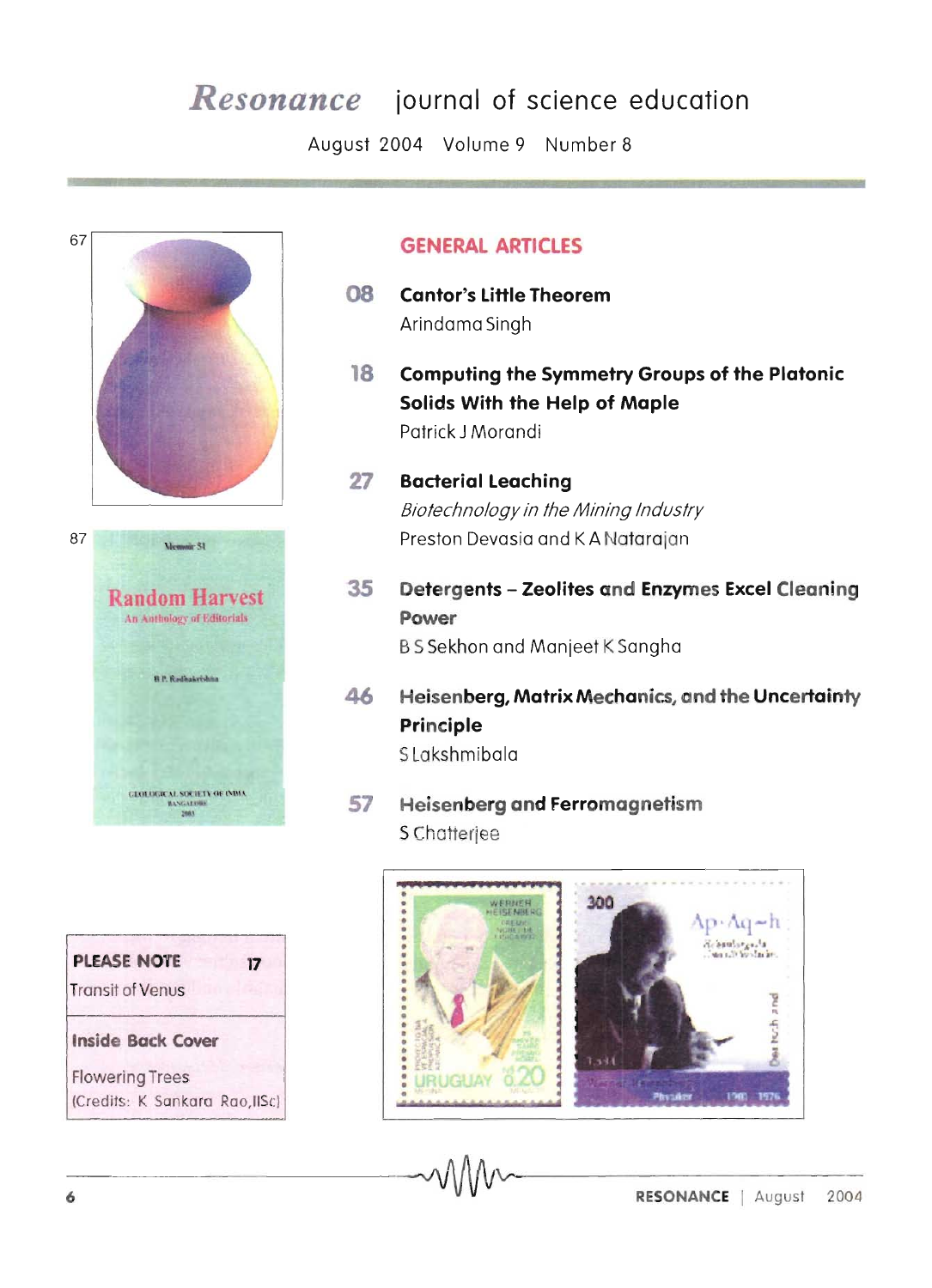# *Resonance* journal of science education

August 2004 Volume 9 Number 8

67

87

## GENERAL ARTICLES

**08** **Cantor's Little Theorem**
Arindama Singh

**18** **Computing the Symmetry Groups of the Platonic Solids With the Help of Maple**
Patrick J Morandi

**27** **Bacterial Leaching**
*Biotechnology in the Mining Industry*
Preston Devasia and K A Natarajan

**35** **Detergents – Zeolites and Enzymes Excel Cleaning Power**
B S Sekhon and Manjeet K Sangha

**46** **Heisenberg, Matrix Mechanics, and the Uncertainty Principle**
S Lakshmibala

**57** **Heisenberg and Ferromagnetism**
S Chatterjee

**PLEASE NOTE** 17
Transit of Venus

**Inside Back Cover**
Flowering Trees
(Credits: K Sankara Rao, IISc)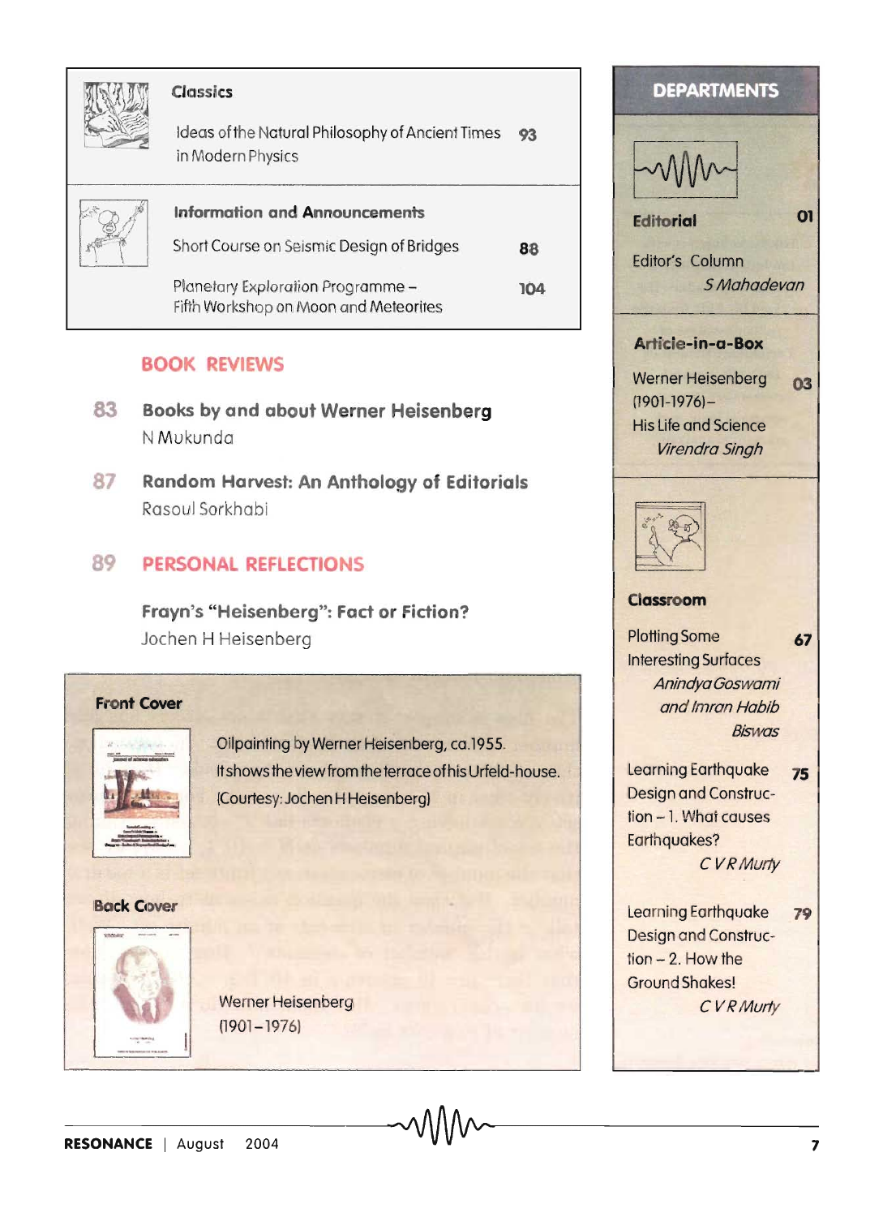## Classics

Ideas of the Natural Philosophy of Ancient Times in Modern Physics 93

## Information and Announcements

Short Course on Seismic Design of Bridges 88

Planetary Exploration Programme – Fifth Workshop on Moon and Meteorites 104

## BOOK REVIEWS

83 **Books by and about Werner Heisenberg**
N Mukunda

87 **Random Harvest: An Anthology of Editorials**
Rasoul Sorkhabi

## 89 PERSONAL REFLECTIONS

**Frayn's "Heisenberg": Fact or Fiction?**
Jochen H Heisenberg

### Front Cover

Oilpainting by Werner Heisenberg, ca.1955. It shows the view from the terrace of his Urfeld-house. (Courtesy: Jochen H Heisenberg)

### Back Cover

Werner Heisenberg (1901–1976)

## DEPARTMENTS

### Editorial 01

Editor's Column
*S Mahadevan*

### Article-in-a-Box

Werner Heisenberg (1901-1976)– His Life and Science 03
*Virendra Singh*

### Classroom

Plotting Some Interesting Surfaces 67
*Anindya Goswami and Imran Habib Biswas*

Learning Earthquake Design and Construction – 1. What causes Earthquakes? 75
*C V R Murty*

Learning Earthquake Design and Construction – 2. How the Ground Shakes! 79
*C V R Murty*